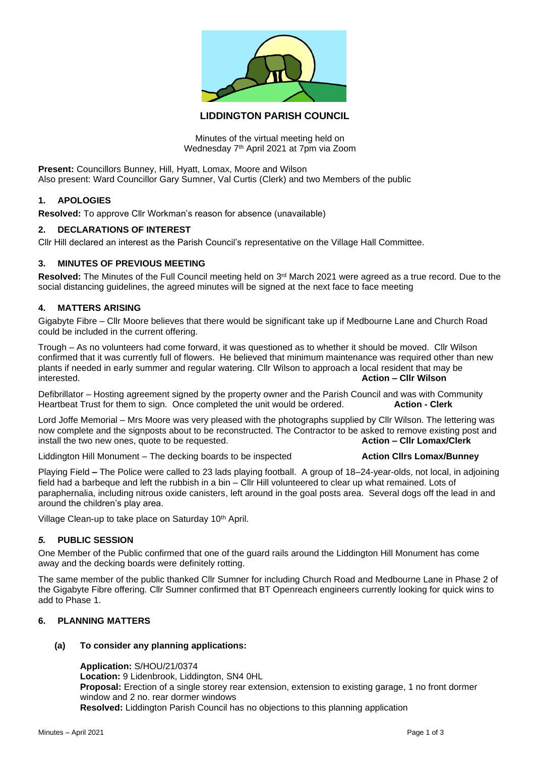# LIDDINGTON PARISH COUNCIL

Minutes of the virtual meeting held on
Wednesday 7th April 2021 at 7pm via Zoom

**Present:** Councillors Bunney, Hill, Hyatt, Lomax, Moore and Wilson
Also present: Ward Councillor Gary Sumner, Val Curtis (Clerk) and two Members of the public

## 1. APOLOGIES

**Resolved:** To approve Cllr Workman's reason for absence (unavailable)

## 2. DECLARATIONS OF INTEREST

Cllr Hill declared an interest as the Parish Council's representative on the Village Hall Committee.

## 3. MINUTES OF PREVIOUS MEETING

**Resolved:** The Minutes of the Full Council meeting held on 3rd March 2021 were agreed as a true record. Due to the social distancing guidelines, the agreed minutes will be signed at the next face to face meeting

## 4. MATTERS ARISING

Gigabyte Fibre – Cllr Moore believes that there would be significant take up if Medbourne Lane and Church Road could be included in the current offering.

Trough – As no volunteers had come forward, it was questioned as to whether it should be moved. Cllr Wilson confirmed that it was currently full of flowers. He believed that minimum maintenance was required other than new plants if needed in early summer and regular watering. Cllr Wilson to approach a local resident that may be interested. **Action – Cllr Wilson**

Defibrillator – Hosting agreement signed by the property owner and the Parish Council and was with Community Heartbeat Trust for them to sign. Once completed the unit would be ordered. **Action - Clerk**

Lord Joffe Memorial – Mrs Moore was very pleased with the photographs supplied by Cllr Wilson. The lettering was now complete and the signposts about to be reconstructed. The Contractor to be asked to remove existing post and install the two new ones, quote to be requested. **Action – Cllr Lomax/Clerk**

Liddington Hill Monument – The decking boards to be inspected **Action Cllrs Lomax/Bunney**

Playing Field **–** The Police were called to 23 lads playing football. A group of 18–24-year-olds, not local, in adjoining field had a barbeque and left the rubbish in a bin – Cllr Hill volunteered to clear up what remained. Lots of paraphernalia, including nitrous oxide canisters, left around in the goal posts area. Several dogs off the lead in and around the children's play area.

Village Clean-up to take place on Saturday 10th April.

## *5.* PUBLIC SESSION

One Member of the Public confirmed that one of the guard rails around the Liddington Hill Monument has come away and the decking boards were definitely rotting.

The same member of the public thanked Cllr Sumner for including Church Road and Medbourne Lane in Phase 2 of the Gigabyte Fibre offering. Cllr Sumner confirmed that BT Openreach engineers currently looking for quick wins to add to Phase 1.

## 6. PLANNING MATTERS

**(a) To consider any planning applications:**

**Application:** S/HOU/21/0374
**Location:** 9 Lidenbrook, Liddington, SN4 0HL
**Proposal:** Erection of a single storey rear extension, extension to existing garage, 1 no front dormer window and 2 no. rear dormer windows
**Resolved:** Liddington Parish Council has no objections to this planning application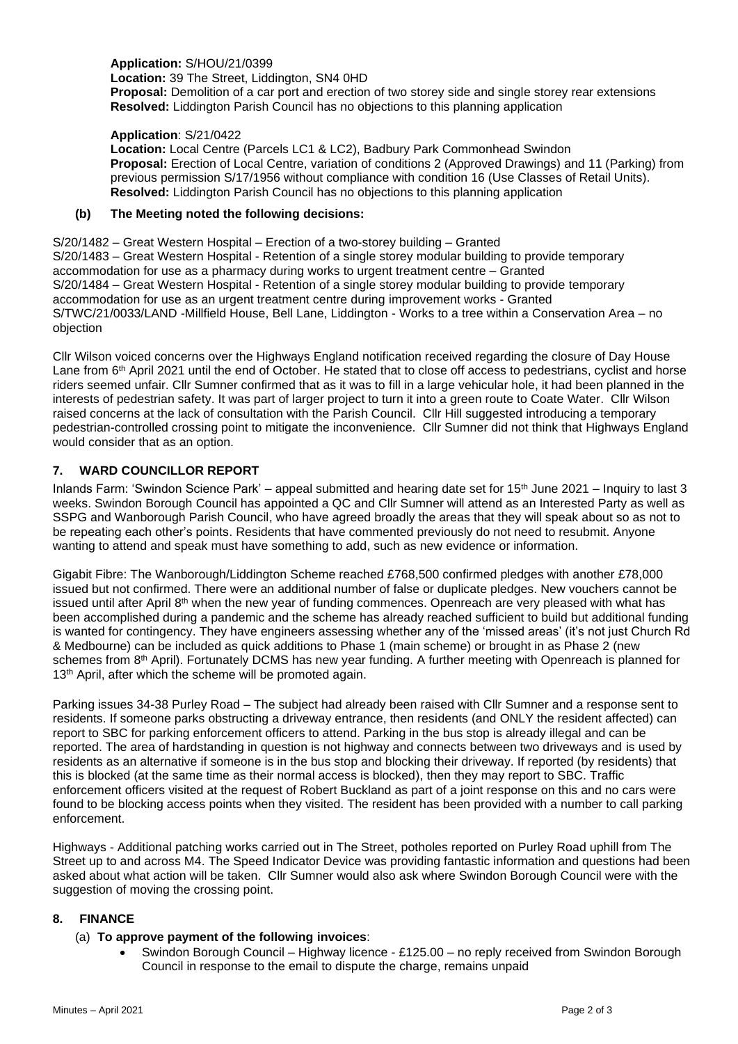**Application:** S/HOU/21/0399
**Location:** 39 The Street, Liddington, SN4 0HD
**Proposal:** Demolition of a car port and erection of two storey side and single storey rear extensions
**Resolved:** Liddington Parish Council has no objections to this planning application

**Application**: S/21/0422
**Location:** Local Centre (Parcels LC1 & LC2), Badbury Park Commonhead Swindon
**Proposal:** Erection of Local Centre, variation of conditions 2 (Approved Drawings) and 11 (Parking) from previous permission S/17/1956 without compliance with condition 16 (Use Classes of Retail Units).
**Resolved:** Liddington Parish Council has no objections to this planning application

**(b) The Meeting noted the following decisions:**

S/20/1482 – Great Western Hospital – Erection of a two-storey building – Granted
S/20/1483 – Great Western Hospital - Retention of a single storey modular building to provide temporary accommodation for use as a pharmacy during works to urgent treatment centre – Granted
S/20/1484 – Great Western Hospital - Retention of a single storey modular building to provide temporary accommodation for use as an urgent treatment centre during improvement works - Granted
S/TWC/21/0033/LAND -Millfield House, Bell Lane, Liddington - Works to a tree within a Conservation Area – no objection

Cllr Wilson voiced concerns over the Highways England notification received regarding the closure of Day House Lane from 6th April 2021 until the end of October. He stated that to close off access to pedestrians, cyclist and horse riders seemed unfair. Cllr Sumner confirmed that as it was to fill in a large vehicular hole, it had been planned in the interests of pedestrian safety. It was part of larger project to turn it into a green route to Coate Water. Cllr Wilson raised concerns at the lack of consultation with the Parish Council. Cllr Hill suggested introducing a temporary pedestrian-controlled crossing point to mitigate the inconvenience. Cllr Sumner did not think that Highways England would consider that as an option.

## 7. WARD COUNCILLOR REPORT

Inlands Farm: 'Swindon Science Park' – appeal submitted and hearing date set for 15th June 2021 – Inquiry to last 3 weeks. Swindon Borough Council has appointed a QC and Cllr Sumner will attend as an Interested Party as well as SSPG and Wanborough Parish Council, who have agreed broadly the areas that they will speak about so as not to be repeating each other's points. Residents that have commented previously do not need to resubmit. Anyone wanting to attend and speak must have something to add, such as new evidence or information.

Gigabit Fibre: The Wanborough/Liddington Scheme reached £768,500 confirmed pledges with another £78,000 issued but not confirmed. There were an additional number of false or duplicate pledges. New vouchers cannot be issued until after April 8th when the new year of funding commences. Openreach are very pleased with what has been accomplished during a pandemic and the scheme has already reached sufficient to build but additional funding is wanted for contingency. They have engineers assessing whether any of the 'missed areas' (it's not just Church Rd & Medbourne) can be included as quick additions to Phase 1 (main scheme) or brought in as Phase 2 (new schemes from 8th April). Fortunately DCMS has new year funding. A further meeting with Openreach is planned for 13th April, after which the scheme will be promoted again.

Parking issues 34-38 Purley Road – The subject had already been raised with Cllr Sumner and a response sent to residents. If someone parks obstructing a driveway entrance, then residents (and ONLY the resident affected) can report to SBC for parking enforcement officers to attend. Parking in the bus stop is already illegal and can be reported. The area of hardstanding in question is not highway and connects between two driveways and is used by residents as an alternative if someone is in the bus stop and blocking their driveway. If reported (by residents) that this is blocked (at the same time as their normal access is blocked), then they may report to SBC. Traffic enforcement officers visited at the request of Robert Buckland as part of a joint response on this and no cars were found to be blocking access points when they visited. The resident has been provided with a number to call parking enforcement.

Highways - Additional patching works carried out in The Street, potholes reported on Purley Road uphill from The Street up to and across M4. The Speed Indicator Device was providing fantastic information and questions had been asked about what action will be taken. Cllr Sumner would also ask where Swindon Borough Council were with the suggestion of moving the crossing point.

## 8. FINANCE

(a) **To approve payment of the following invoices**:

- Swindon Borough Council – Highway licence - £125.00 – no reply received from Swindon Borough Council in response to the email to dispute the charge, remains unpaid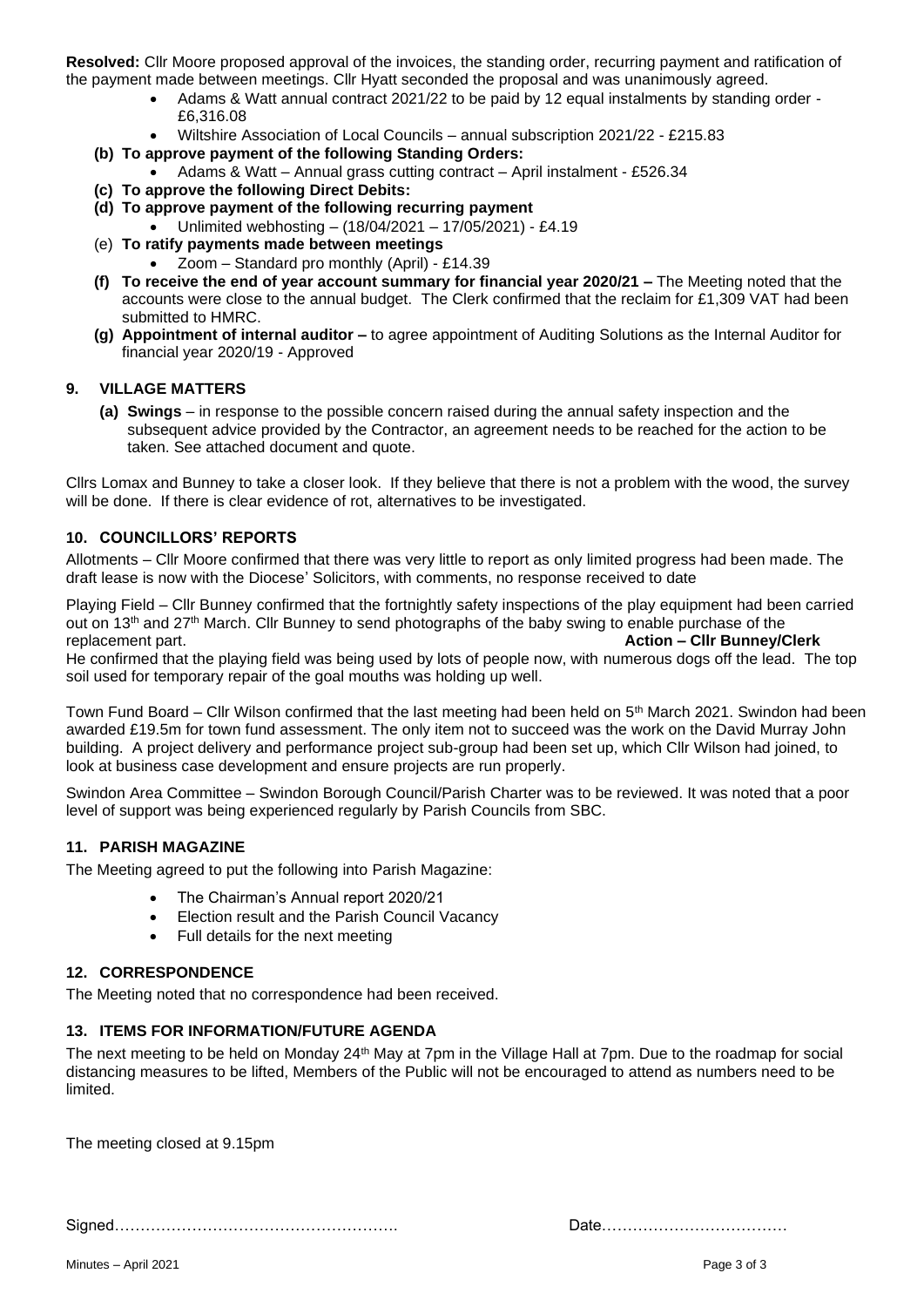**Resolved:** Cllr Moore proposed approval of the invoices, the standing order, recurring payment and ratification of the payment made between meetings. Cllr Hyatt seconded the proposal and was unanimously agreed.

- Adams & Watt annual contract 2021/22 to be paid by 12 equal instalments by standing order - £6,316.08
- Wiltshire Association of Local Councils – annual subscription 2021/22 - £215.83

**(b) To approve payment of the following Standing Orders:**

- Adams & Watt – Annual grass cutting contract – April instalment - £526.34

**(c) To approve the following Direct Debits:**

**(d) To approve payment of the following recurring payment**

- Unlimited webhosting – (18/04/2021 – 17/05/2021) - £4.19

(e) **To ratify payments made between meetings**

- Zoom – Standard pro monthly (April) - £14.39

**(f) To receive the end of year account summary for financial year 2020/21 –** The Meeting noted that the accounts were close to the annual budget. The Clerk confirmed that the reclaim for £1,309 VAT had been submitted to HMRC.

**(g) Appointment of internal auditor –** to agree appointment of Auditing Solutions as the Internal Auditor for financial year 2020/19 - Approved

## 9. VILLAGE MATTERS

**(a) Swings** – in response to the possible concern raised during the annual safety inspection and the subsequent advice provided by the Contractor, an agreement needs to be reached for the action to be taken. See attached document and quote.

Cllrs Lomax and Bunney to take a closer look. If they believe that there is not a problem with the wood, the survey will be done. If there is clear evidence of rot, alternatives to be investigated.

## 10. COUNCILLORS' REPORTS

Allotments – Cllr Moore confirmed that there was very little to report as only limited progress had been made. The draft lease is now with the Diocese' Solicitors, with comments, no response received to date

Playing Field – Cllr Bunney confirmed that the fortnightly safety inspections of the play equipment had been carried out on 13th and 27th March. Cllr Bunney to send photographs of the baby swing to enable purchase of the replacement part. **Action – Cllr Bunney/Clerk**

He confirmed that the playing field was being used by lots of people now, with numerous dogs off the lead. The top soil used for temporary repair of the goal mouths was holding up well.

Town Fund Board – Cllr Wilson confirmed that the last meeting had been held on 5th March 2021. Swindon had been awarded £19.5m for town fund assessment. The only item not to succeed was the work on the David Murray John building. A project delivery and performance project sub-group had been set up, which Cllr Wilson had joined, to look at business case development and ensure projects are run properly.

Swindon Area Committee – Swindon Borough Council/Parish Charter was to be reviewed. It was noted that a poor level of support was being experienced regularly by Parish Councils from SBC.

## 11. PARISH MAGAZINE

The Meeting agreed to put the following into Parish Magazine:

- The Chairman's Annual report 2020/21
- Election result and the Parish Council Vacancy
- Full details for the next meeting

## 12. CORRESPONDENCE

The Meeting noted that no correspondence had been received.

## 13. ITEMS FOR INFORMATION/FUTURE AGENDA

The next meeting to be held on Monday 24th May at 7pm in the Village Hall at 7pm. Due to the roadmap for social distancing measures to be lifted, Members of the Public will not be encouraged to attend as numbers need to be limited.

The meeting closed at 9.15pm

Signed………………………………………………. Date………………………………

Minutes – April 2021